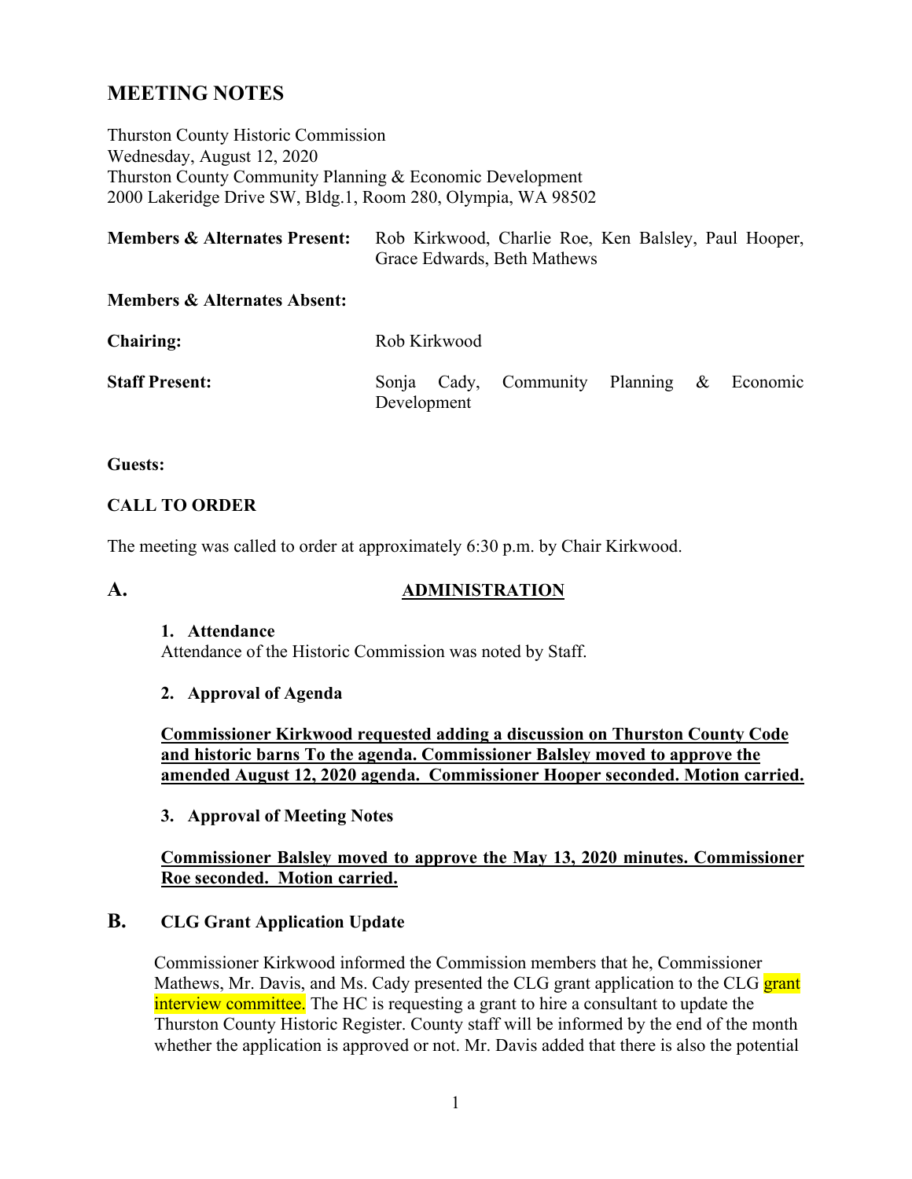# MEETING NOTES

Thurston County Historic Commission
Wednesday, August 12, 2020
Thurston County Community Planning & Economic Development
2000 Lakeridge Drive SW, Bldg.1, Room 280, Olympia, WA 98502

**Members & Alternates Present:** Rob Kirkwood, Charlie Roe, Ken Balsley, Paul Hooper, Grace Edwards, Beth Mathews

**Members & Alternates Absent:**

**Chairing:** Rob Kirkwood

**Staff Present:** Sonja Cady, Community Planning & Economic Development

**Guests:**

**CALL TO ORDER**

The meeting was called to order at approximately 6:30 p.m. by Chair Kirkwood.

## A. ADMINISTRATION

**1. Attendance**

Attendance of the Historic Commission was noted by Staff.

**2. Approval of Agenda**

**Commissioner Kirkwood requested adding a discussion on Thurston County Code and historic barns To the agenda. Commissioner Balsley moved to approve the amended August 12, 2020 agenda. Commissioner Hooper seconded. Motion carried.**

**3. Approval of Meeting Notes**

**Commissioner Balsley moved to approve the May 13, 2020 minutes. Commissioner Roe seconded. Motion carried.**

## B. CLG Grant Application Update

Commissioner Kirkwood informed the Commission members that he, Commissioner Mathews, Mr. Davis, and Ms. Cady presented the CLG grant application to the CLG grant interview committee. The HC is requesting a grant to hire a consultant to update the Thurston County Historic Register. County staff will be informed by the end of the month whether the application is approved or not. Mr. Davis added that there is also the potential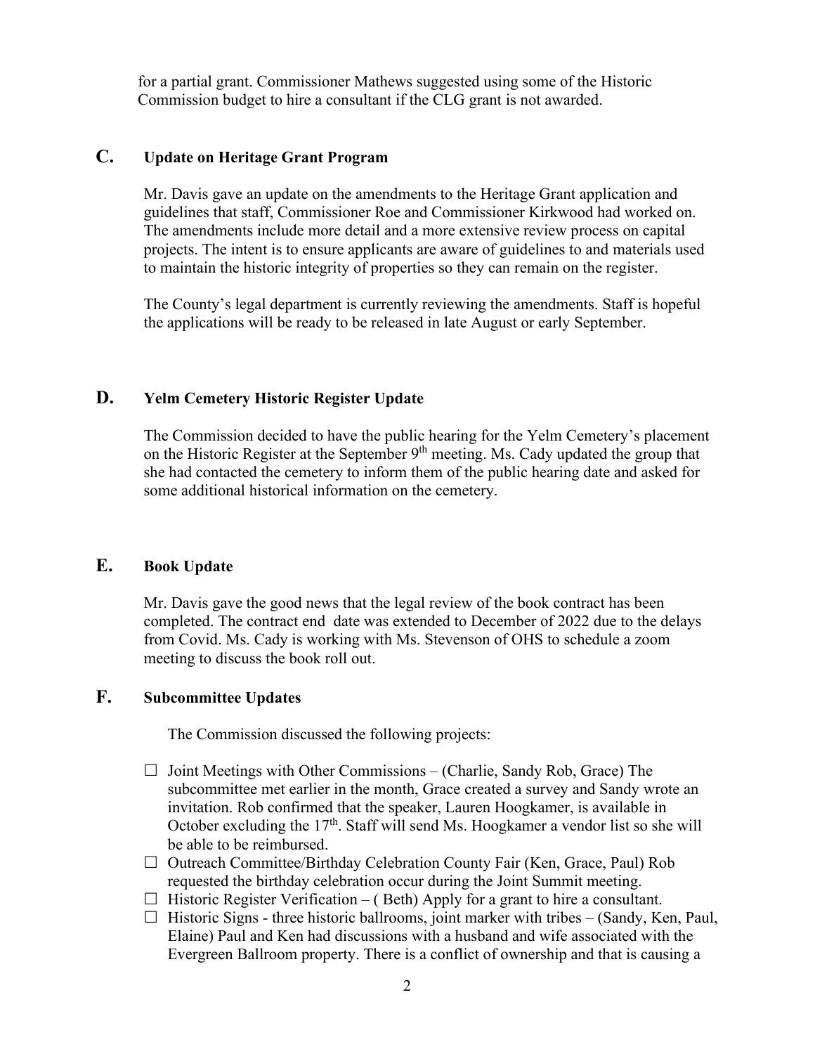for a partial grant. Commissioner Mathews suggested using some of the Historic Commission budget to hire a consultant if the CLG grant is not awarded.

## C. Update on Heritage Grant Program

Mr. Davis gave an update on the amendments to the Heritage Grant application and guidelines that staff, Commissioner Roe and Commissioner Kirkwood had worked on. The amendments include more detail and a more extensive review process on capital projects. The intent is to ensure applicants are aware of guidelines to and materials used to maintain the historic integrity of properties so they can remain on the register.

The County's legal department is currently reviewing the amendments. Staff is hopeful the applications will be ready to be released in late August or early September.

## D. Yelm Cemetery Historic Register Update

The Commission decided to have the public hearing for the Yelm Cemetery's placement on the Historic Register at the September 9th meeting. Ms. Cady updated the group that she had contacted the cemetery to inform them of the public hearing date and asked for some additional historical information on the cemetery.

## E. Book Update

Mr. Davis gave the good news that the legal review of the book contract has been completed. The contract end date was extended to December of 2022 due to the delays from Covid. Ms. Cady is working with Ms. Stevenson of OHS to schedule a zoom meeting to discuss the book roll out.

## F. Subcommittee Updates

The Commission discussed the following projects:

- ☐ Joint Meetings with Other Commissions – (Charlie, Sandy Rob, Grace) The subcommittee met earlier in the month, Grace created a survey and Sandy wrote an invitation. Rob confirmed that the speaker, Lauren Hoogkamer, is available in October excluding the 17th. Staff will send Ms. Hoogkamer a vendor list so she will be able to be reimbursed.
- ☐ Outreach Committee/Birthday Celebration County Fair (Ken, Grace, Paul) Rob requested the birthday celebration occur during the Joint Summit meeting.
- ☐ Historic Register Verification – ( Beth) Apply for a grant to hire a consultant.
- ☐ Historic Signs - three historic ballrooms, joint marker with tribes – (Sandy, Ken, Paul, Elaine) Paul and Ken had discussions with a husband and wife associated with the Evergreen Ballroom property. There is a conflict of ownership and that is causing a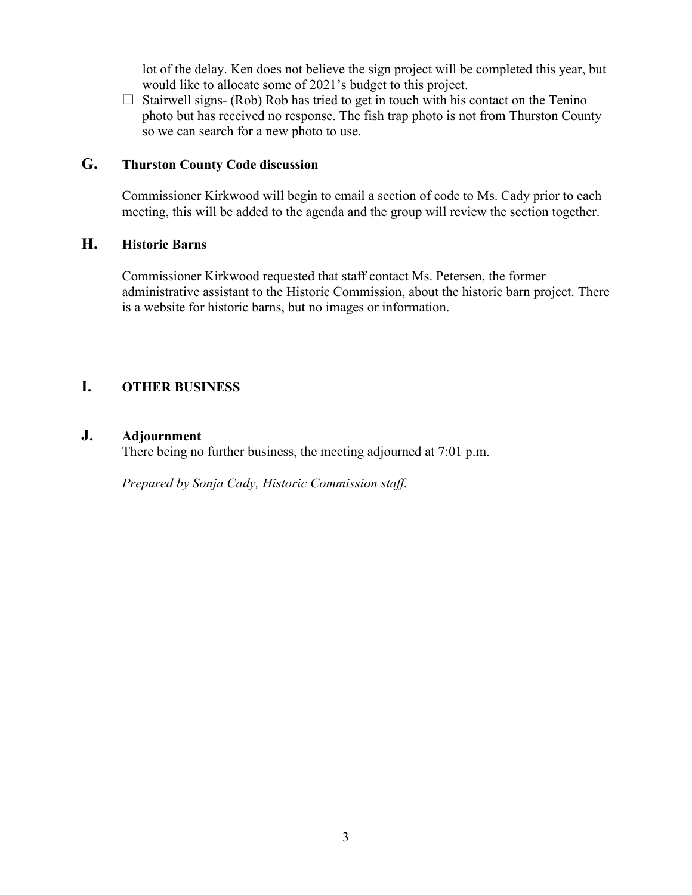lot of the delay. Ken does not believe the sign project will be completed this year, but would like to allocate some of 2021's budget to this project.

- ☐ Stairwell signs- (Rob) Rob has tried to get in touch with his contact on the Tenino photo but has received no response. The fish trap photo is not from Thurston County so we can search for a new photo to use.

## G. Thurston County Code discussion

Commissioner Kirkwood will begin to email a section of code to Ms. Cady prior to each meeting, this will be added to the agenda and the group will review the section together.

## H. Historic Barns

Commissioner Kirkwood requested that staff contact Ms. Petersen, the former administrative assistant to the Historic Commission, about the historic barn project. There is a website for historic barns, but no images or information.

## I. OTHER BUSINESS

## J. Adjournment

There being no further business, the meeting adjourned at 7:01 p.m.

*Prepared by Sonja Cady, Historic Commission staff.*